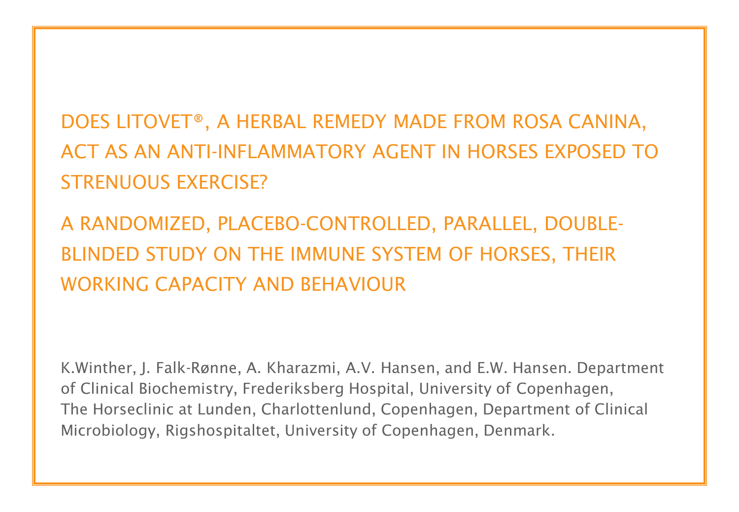# DOES LITOVET®, A HERBAL REMEDY MADE FROM ROSA CANINA, ACT AS AN ANTI-INFLAMMATORY AGENT IN HORSES EXPOSED TO STRENUOUS EXERCISE?

## A RANDOMIZED, PLACEBO-CONTROLLED, PARALLEL, DOUBLE-BLINDED STUDY ON THE IMMUNE SYSTEM OF HORSES, THEIR WORKING CAPACITY AND BEHAVIOUR

K.Winther, J. Falk-Rønne, A. Kharazmi, A.V. Hansen, and E.W. Hansen. Department of Clinical Biochemistry, Frederiksberg Hospital, University of Copenhagen, The Horseclinic at Lunden, Charlottenlund, Copenhagen, Department of Clinical Microbiology, Rigshospitaltet, University of Copenhagen, Denmark.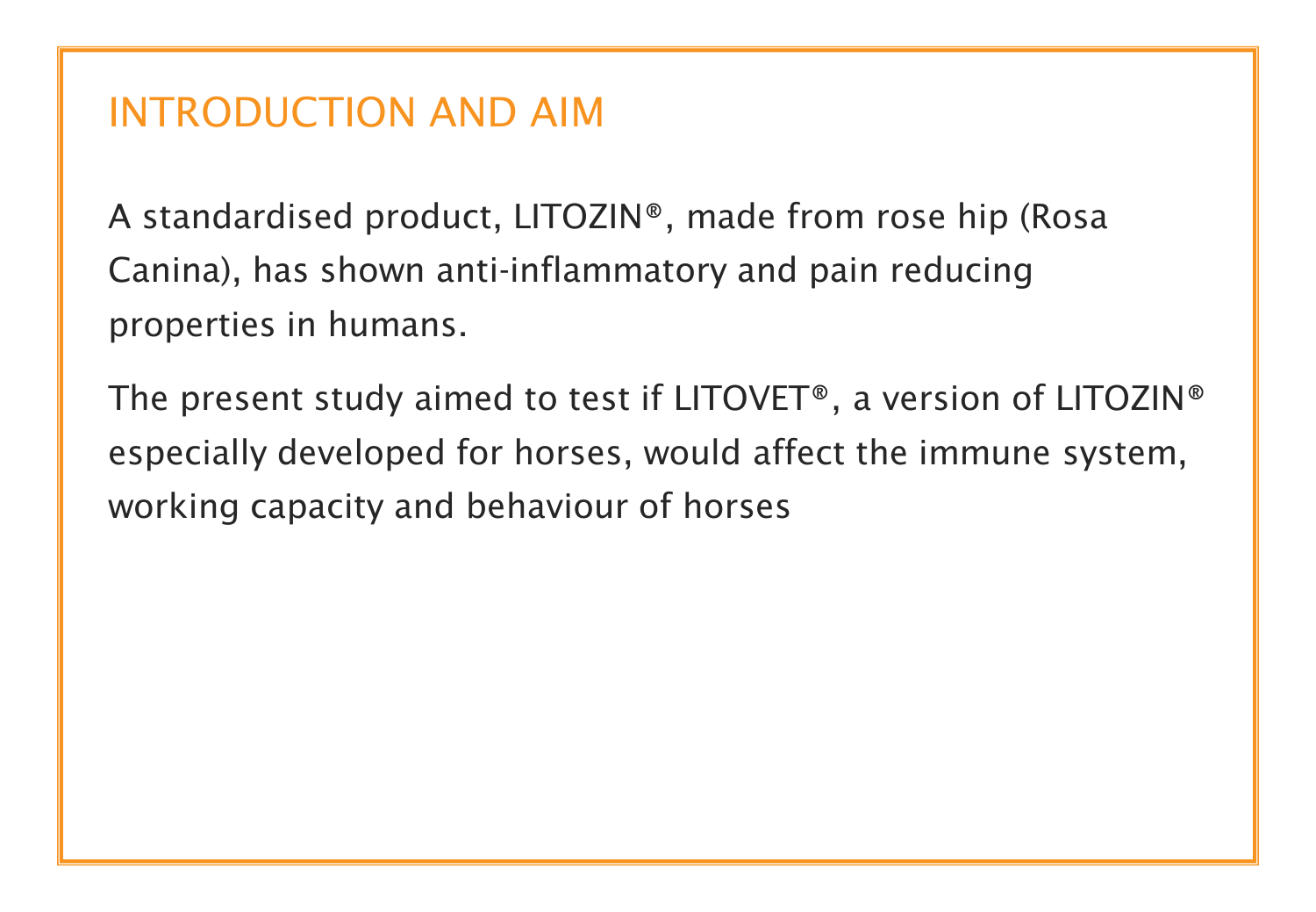## INTRODUCTION AND AIM

A standardised product, LITOZIN®, made from rose hip (Rosa Canina), has shown anti-inflammatory and pain reducing properties in humans.

The present study aimed to test if LITOVET®, a version of LITOZIN® especially developed for horses, would affect the immune system, working capacity and behaviour of horses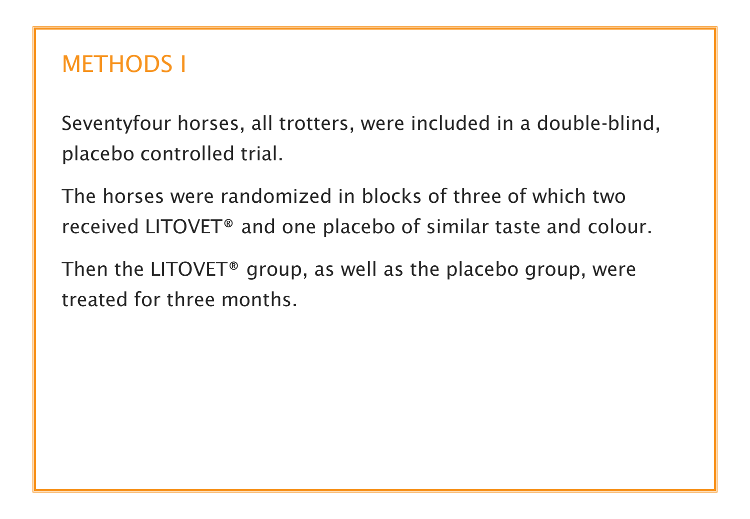# METHODS I

Seventyfour horses, all trotters, were included in a double-blind, placebo controlled trial.

The horses were randomized in blocks of three of which two received LITOVET® and one placebo of similar taste and colour.

Then the LITOVET® group, as well as the placebo group, were treated for three months.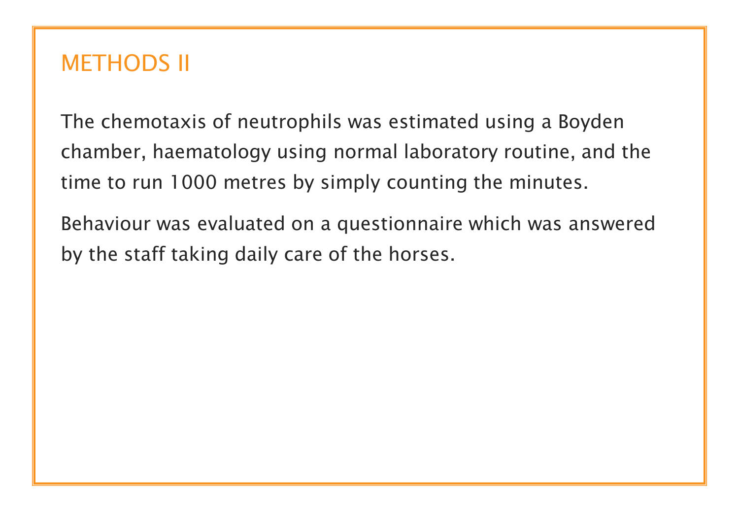## METHODS II

The chemotaxis of neutrophils was estimated using a Boyden chamber, haematology using normal laboratory routine, and the time to run 1000 metres by simply counting the minutes.

Behaviour was evaluated on a questionnaire which was answered by the staff taking daily care of the horses.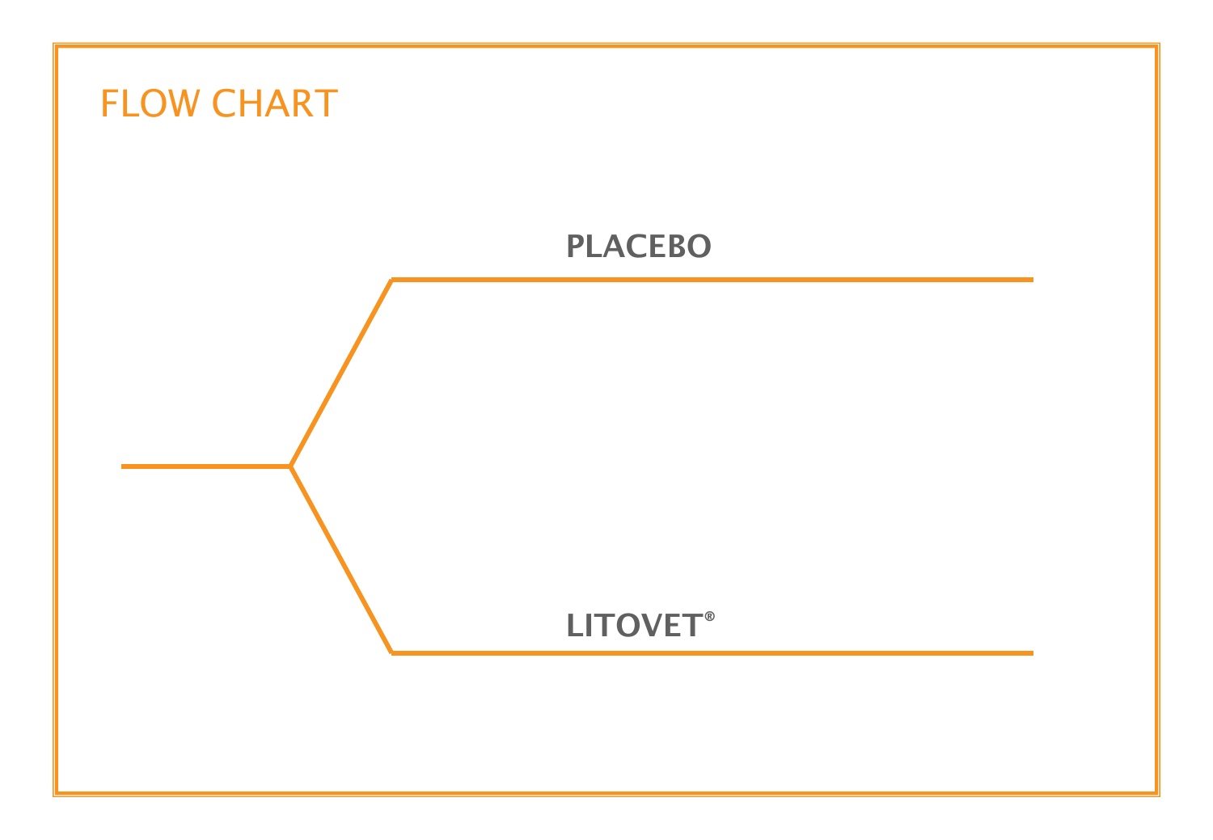# FLOW CHART

**PLACEBO**

**LITOVET®**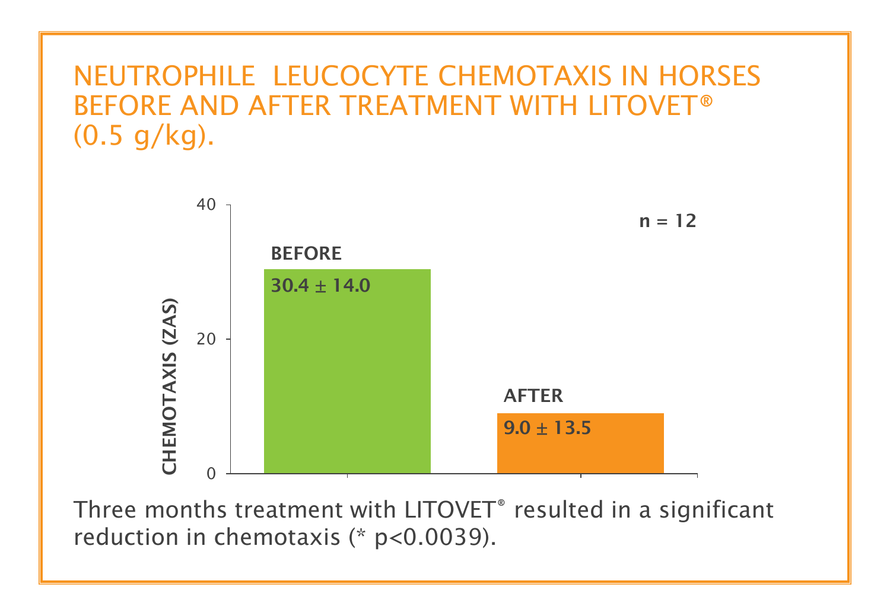## NEUTROPHILE LEUCOCYTE CHEMOTAXIS IN HORSES BEFORE AND AFTER TREATMENT WITH LITOVET® (0.5 g/kg).

| | Chemotaxis (ZAS) |
|---|---|
| **BEFORE** | **30.4 ± 14.0** |
| **AFTER** | **9.0 ± 13.5** |

**n = 12**

Three months treatment with LITOVET® resulted in a significant reduction in chemotaxis (* $p<0.0039$).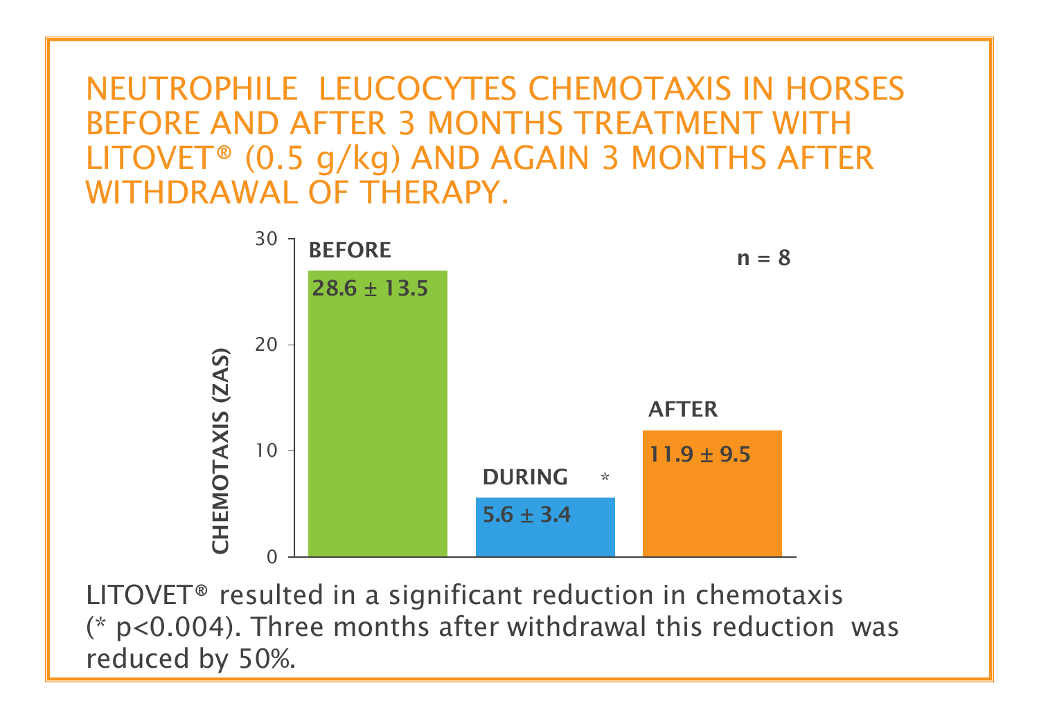## NEUTROPHILE LEUCOCYTES CHEMOTAXIS IN HORSES BEFORE AND AFTER 3 MONTHS TREATMENT WITH LITOVET® (0.5 g/kg) AND AGAIN 3 MONTHS AFTER WITHDRAWAL OF THERAPY.

| Period | CHEMOTAXIS (ZAS) |
|---|---|
| BEFORE | $28.6 \pm 13.5$ |
| DURING * | $5.6 \pm 3.4$ |
| AFTER | $11.9 \pm 9.5$ |

n = 8

LITOVET® resulted in a significant reduction in chemotaxis (* $p<0.004$). Three months after withdrawal this reduction was reduced by 50%.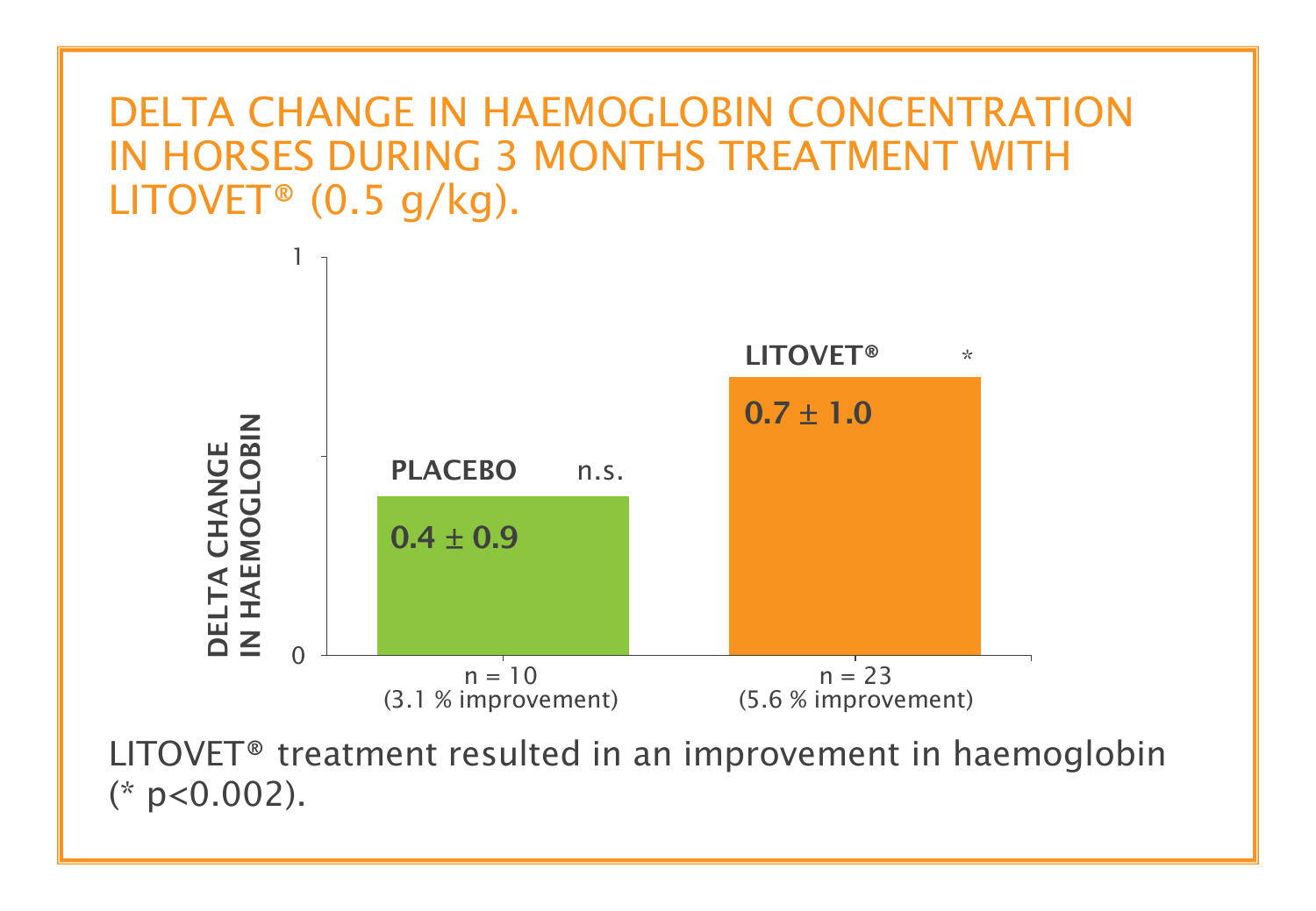## DELTA CHANGE IN HAEMOGLOBIN CONCENTRATION IN HORSES DURING 3 MONTHS TREATMENT WITH LITOVET® (0.5 g/kg).

| | PLACEBO (n.s.) | LITOVET® (*) |
|---|---|---|
| Delta change in haemoglobin | $0.4 \pm 0.9$ | $0.7 \pm 1.0$ |
| n | n = 10 | n = 23 |
| Improvement | (3.1 % improvement) | (5.6 % improvement) |

LITOVET® treatment resulted in an improvement in haemoglobin (* $p<0.002$).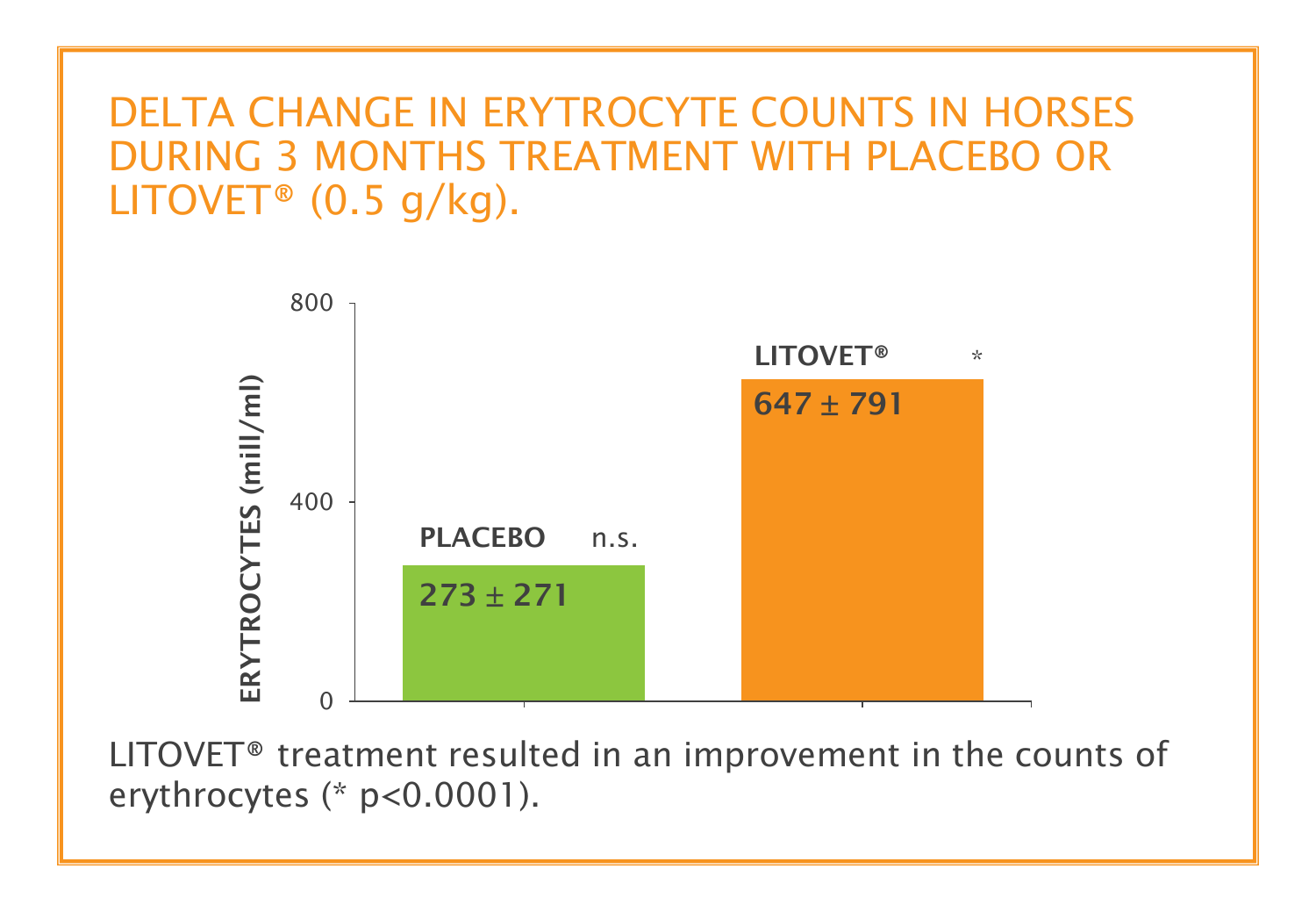## DELTA CHANGE IN ERYTROCYTE COUNTS IN HORSES DURING 3 MONTHS TREATMENT WITH PLACEBO OR LITOVET® (0.5 g/kg).

| | ERYTROCYTES (mill/ml) | Significance |
|---|---|---|
| PLACEBO | 273 ± 271 | n.s. |
| LITOVET® | 647 ± 791 | * |

LITOVET® treatment resulted in an improvement in the counts of erythrocytes (* $p<0.0001$).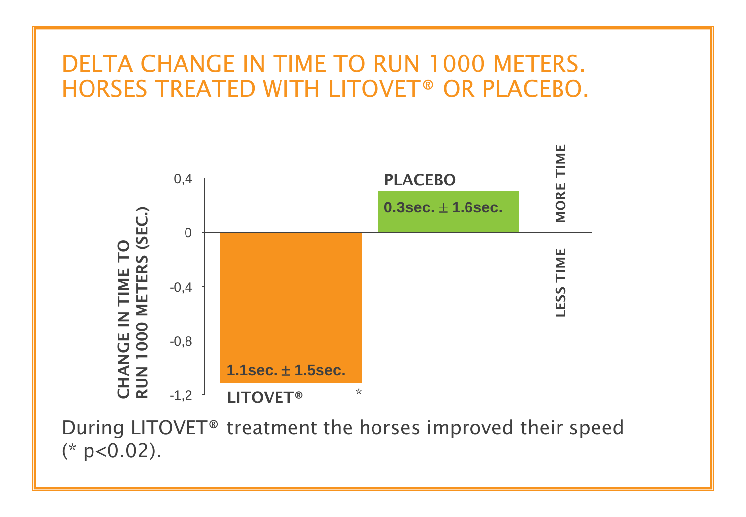# DELTA CHANGE IN TIME TO RUN 1000 METERS. HORSES TREATED WITH LITOVET® OR PLACEBO.

CHANGE IN TIME TO RUN 1000 METERS (SEC.)

0,4

0

-0,4

-0,8

-1,2

**PLACEBO**

**0.3sec. ± 1.6sec.**

**1.1sec. ± 1.5sec.**

**LITOVET®** *

**MORE TIME**

**LESS TIME**

During LITOVET® treatment the horses improved their speed (* $p<0.02$).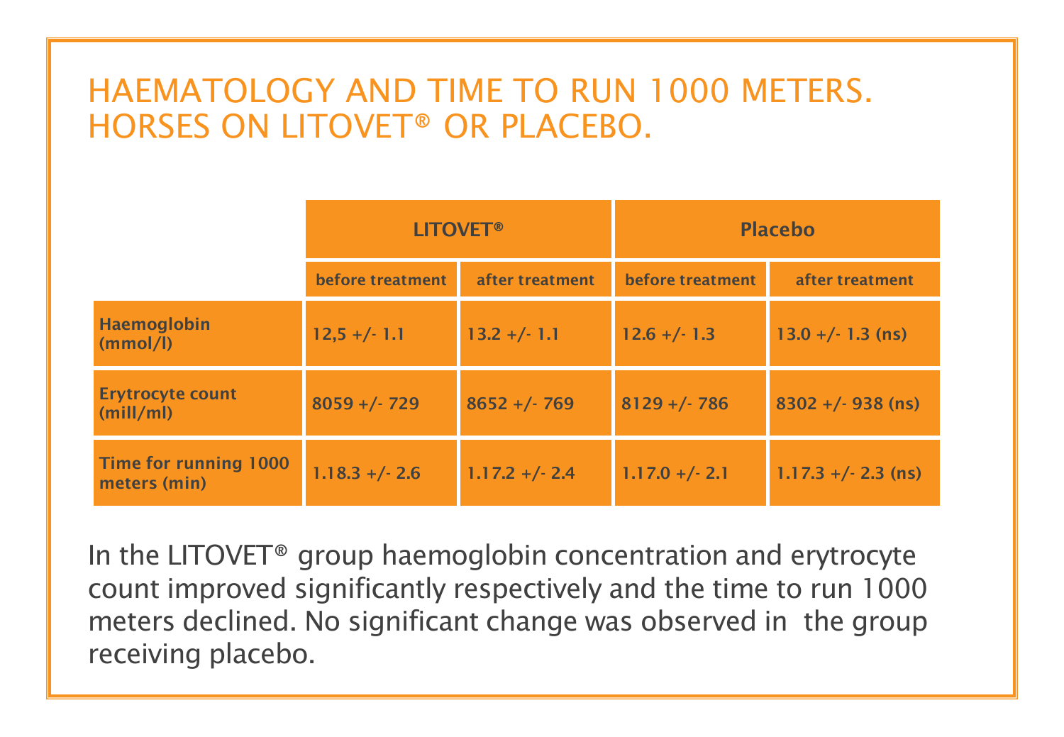# HAEMATOLOGY AND TIME TO RUN 1000 METERS. HORSES ON LITOVET® OR PLACEBO.

| | LITOVET® | | Placebo | |
|---|---|---|---|---|
| | before treatment | after treatment | before treatment | after treatment |
| **Haemoglobin (mmol/l)** | 12,5 +/- 1.1 | 13.2 +/- 1.1 | 12.6 +/- 1.3 | 13.0 +/- 1.3 (ns) |
| **Erytrocyte count (mill/ml)** | 8059 +/- 729 | 8652 +/- 769 | 8129 +/- 786 | 8302 +/- 938 (ns) |
| **Time for running 1000 meters (min)** | 1.18.3 +/- 2.6 | 1.17.2 +/- 2.4 | 1.17.0 +/- 2.1 | 1.17.3 +/- 2.3 (ns) |

In the LITOVET® group haemoglobin concentration and erytrocyte count improved significantly respectively and the time to run 1000 meters declined. No significant change was observed in the group receiving placebo.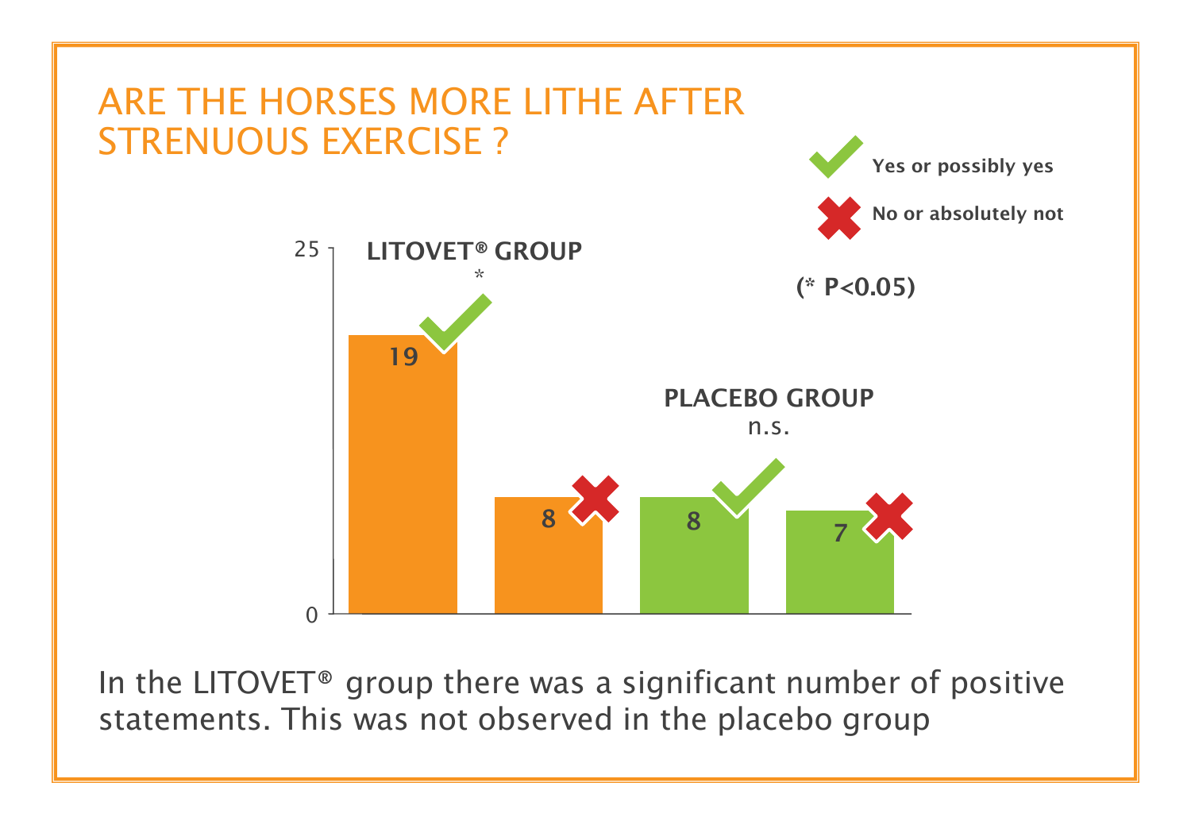## ARE THE HORSES MORE LITHE AFTER STRENUOUS EXERCISE ?

✔ Yes or possibly yes

✖ No or absolutely not

(* P<0.05)

| Group | Yes or possibly yes | No or absolutely not | Significance |
|---|---|---|---|
| LITOVET® GROUP | 19 | 8 | * |
| PLACEBO GROUP | 8 | 7 | n.s. |

In the LITOVET® group there was a significant number of positive statements. This was not observed in the placebo group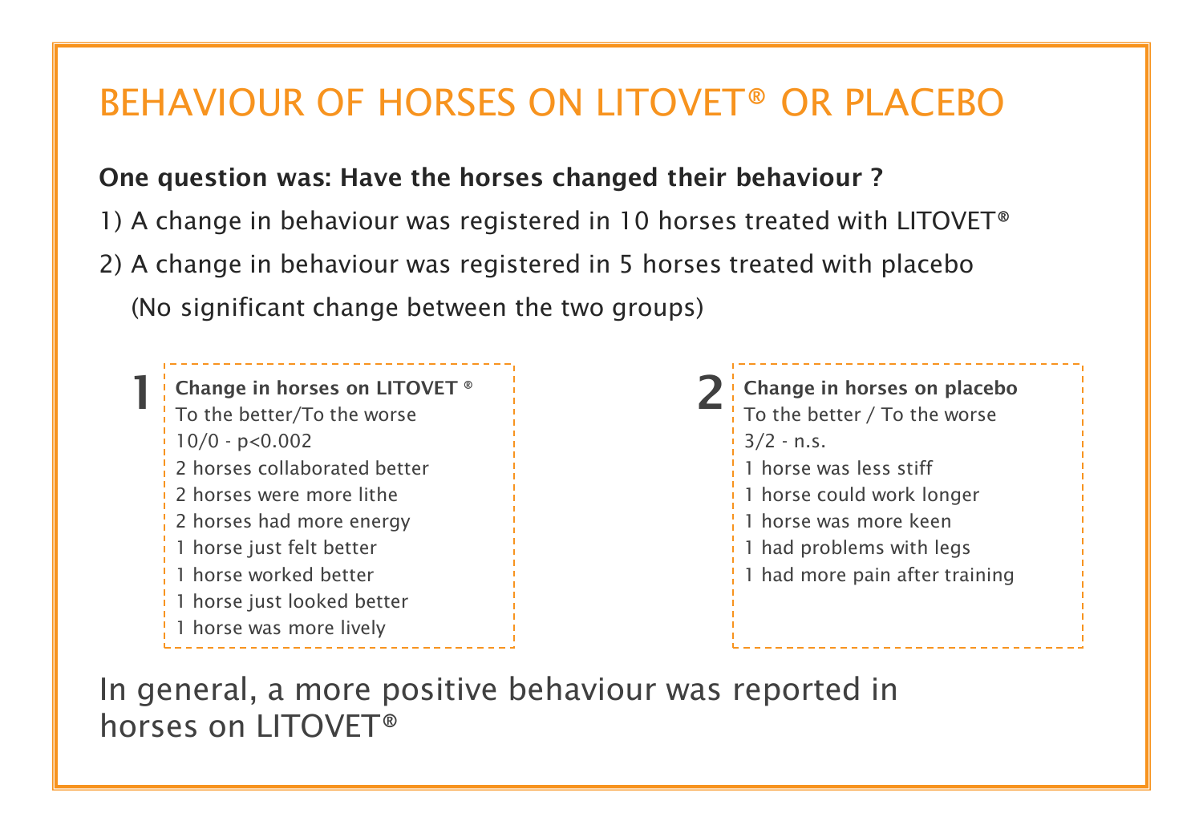# BEHAVIOUR OF HORSES ON LITOVET® OR PLACEBO

**One question was: Have the horses changed their behaviour ?**

1) A change in behaviour was registered in 10 horses treated with LITOVET®

2) A change in behaviour was registered in 5 horses treated with placebo

(No significant change between the two groups)

**1**

**Change in horses on LITOVET ®**
To the better/To the worse
10/0 - $p<0.002$
2 horses collaborated better
2 horses were more lithe
2 horses had more energy
1 horse just felt better
1 horse worked better
1 horse just looked better
1 horse was more lively

**2**

**Change in horses on placebo**
To the better / To the worse
3/2 - n.s.
1 horse was less stiff
1 horse could work longer
1 horse was more keen
1 had problems with legs
1 had more pain after training

In general, a more positive behaviour was reported in horses on LITOVET®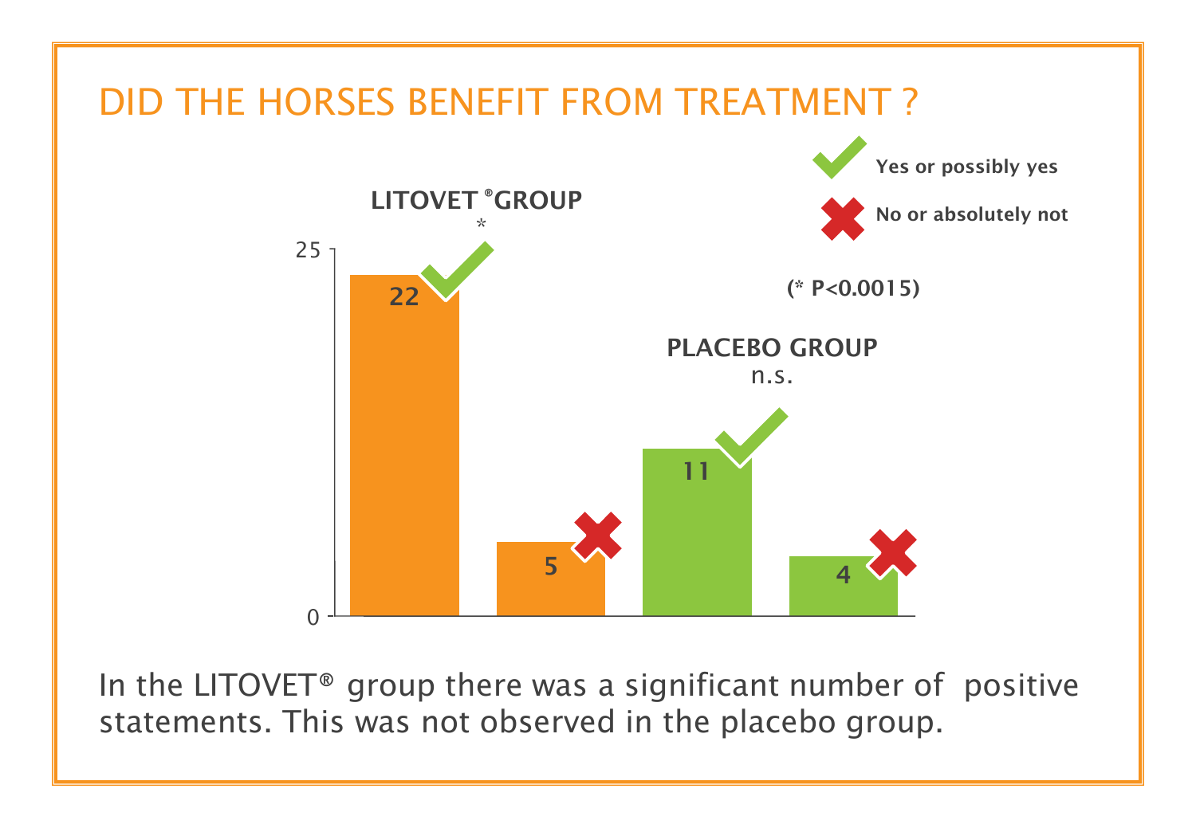# DID THE HORSES BENEFIT FROM TREATMENT ?

| | Yes or possibly yes | No or absolutely not |
|---|---|---|
| LITOVET® GROUP * | 22 | 5 |
| PLACEBO GROUP n.s. | 11 | 4 |

(* P<0.0015)

In the LITOVET® group there was a significant number of positive statements. This was not observed in the placebo group.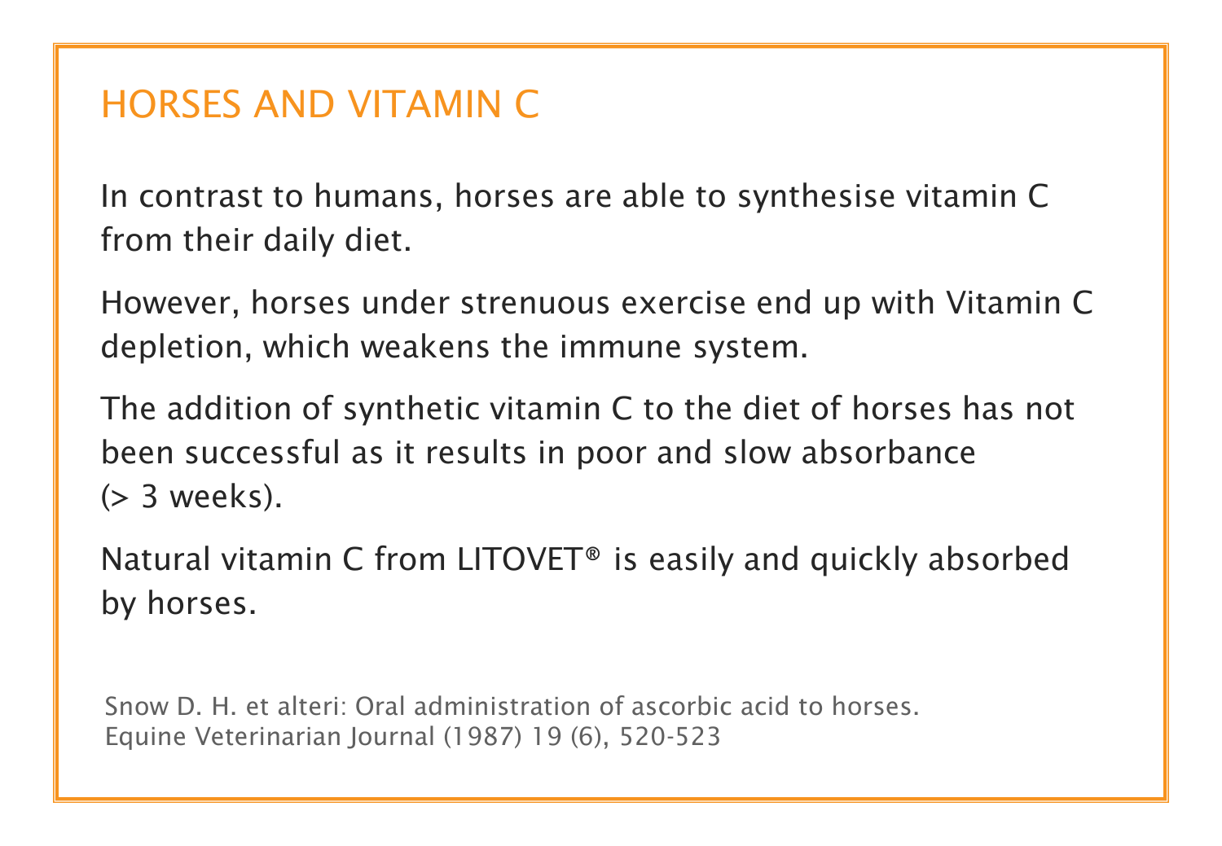## HORSES AND VITAMIN C

In contrast to humans, horses are able to synthesise vitamin C from their daily diet.

However, horses under strenuous exercise end up with Vitamin C depletion, which weakens the immune system.

The addition of synthetic vitamin C to the diet of horses has not been successful as it results in poor and slow absorbance (> 3 weeks).

Natural vitamin C from LITOVET® is easily and quickly absorbed by horses.

Snow D. H. et alteri: Oral administration of ascorbic acid to horses.
Equine Veterinarian Journal (1987) 19 (6), 520-523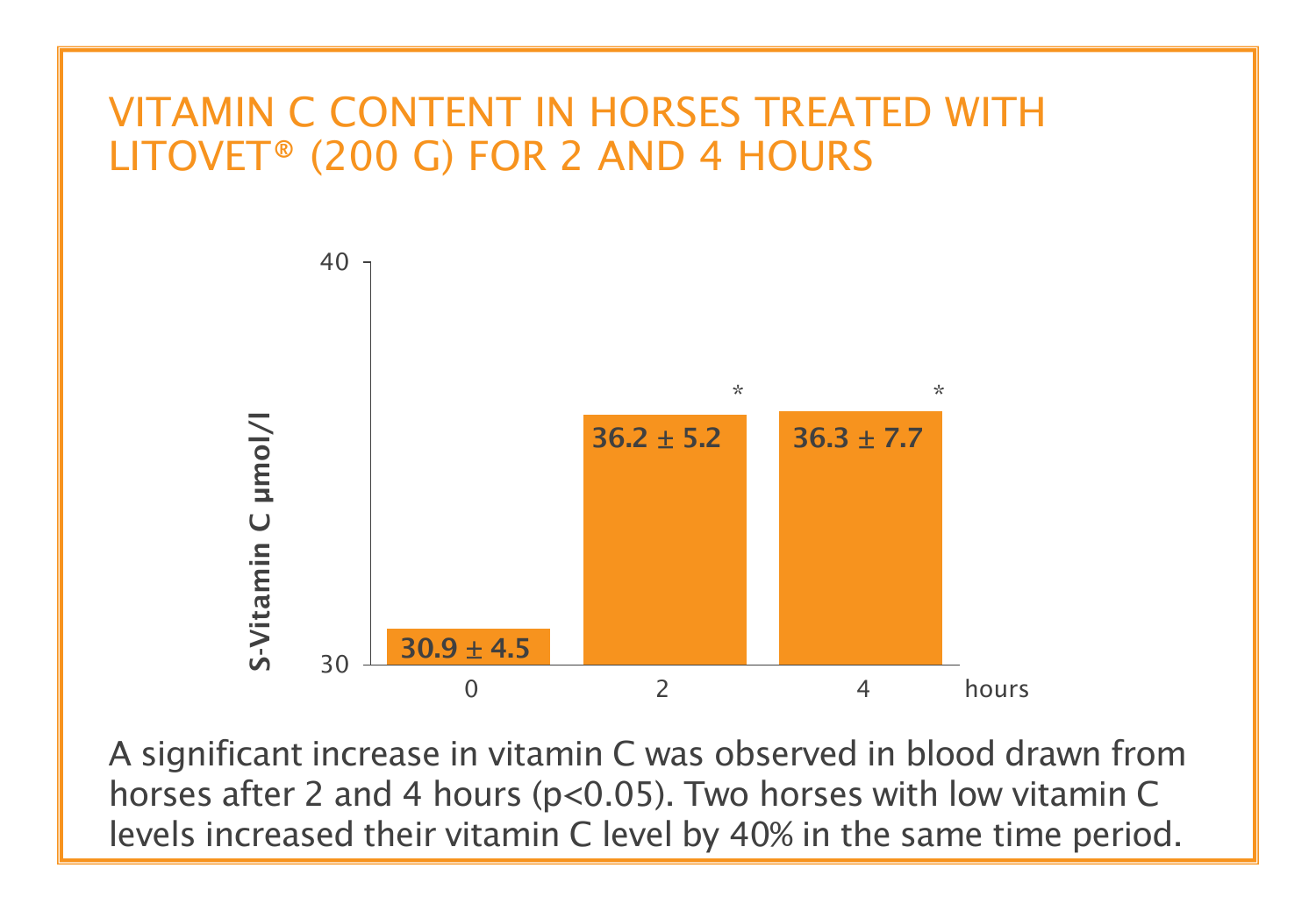## VITAMIN C CONTENT IN HORSES TREATED WITH LITOVET® (200 G) FOR 2 AND 4 HOURS

| hours | S-Vitamin C µmol/l |
|---|---|
| 0 | 30.9 ± 4.5 |
| 2 | 36.2 ± 5.2 * |
| 4 | 36.3 ± 7.7 * |

A significant increase in vitamin C was observed in blood drawn from horses after 2 and 4 hours ($p<0.05$). Two horses with low vitamin C levels increased their vitamin C level by 40% in the same time period.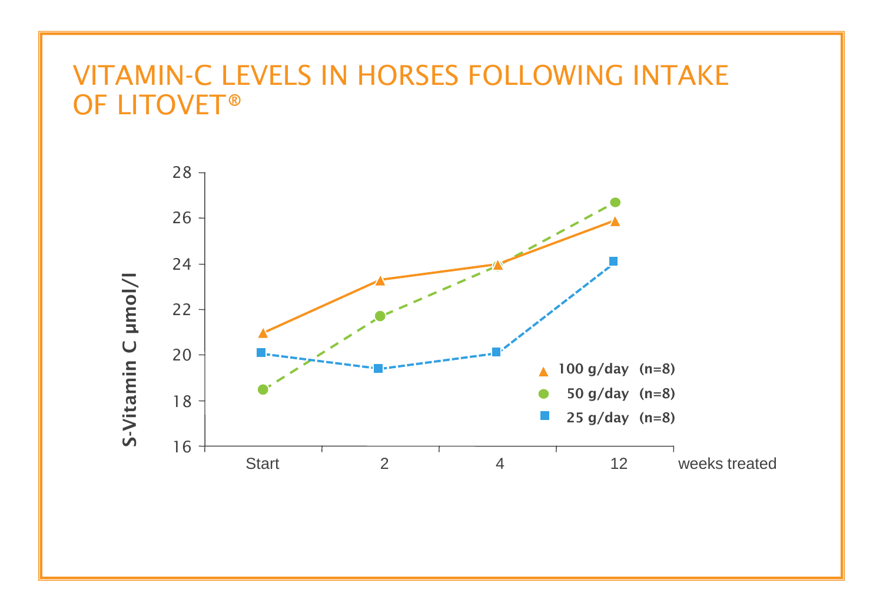# VITAMIN-C LEVELS IN HORSES FOLLOWING INTAKE OF LITOVET®

| weeks treated | 100 g/day (n=8) | 50 g/day (n=8) | 25 g/day (n=8) |
|---|---|---|---|
| Start | ~21.0 | ~18.5 | ~20.1 |
| 2 | ~23.3 | ~21.7 | ~19.4 |
| 4 | ~24.0 | ~23.9 | ~20.1 |
| 12 | ~25.9 | ~26.7 | ~24.1 |

S-Vitamin C µmol/l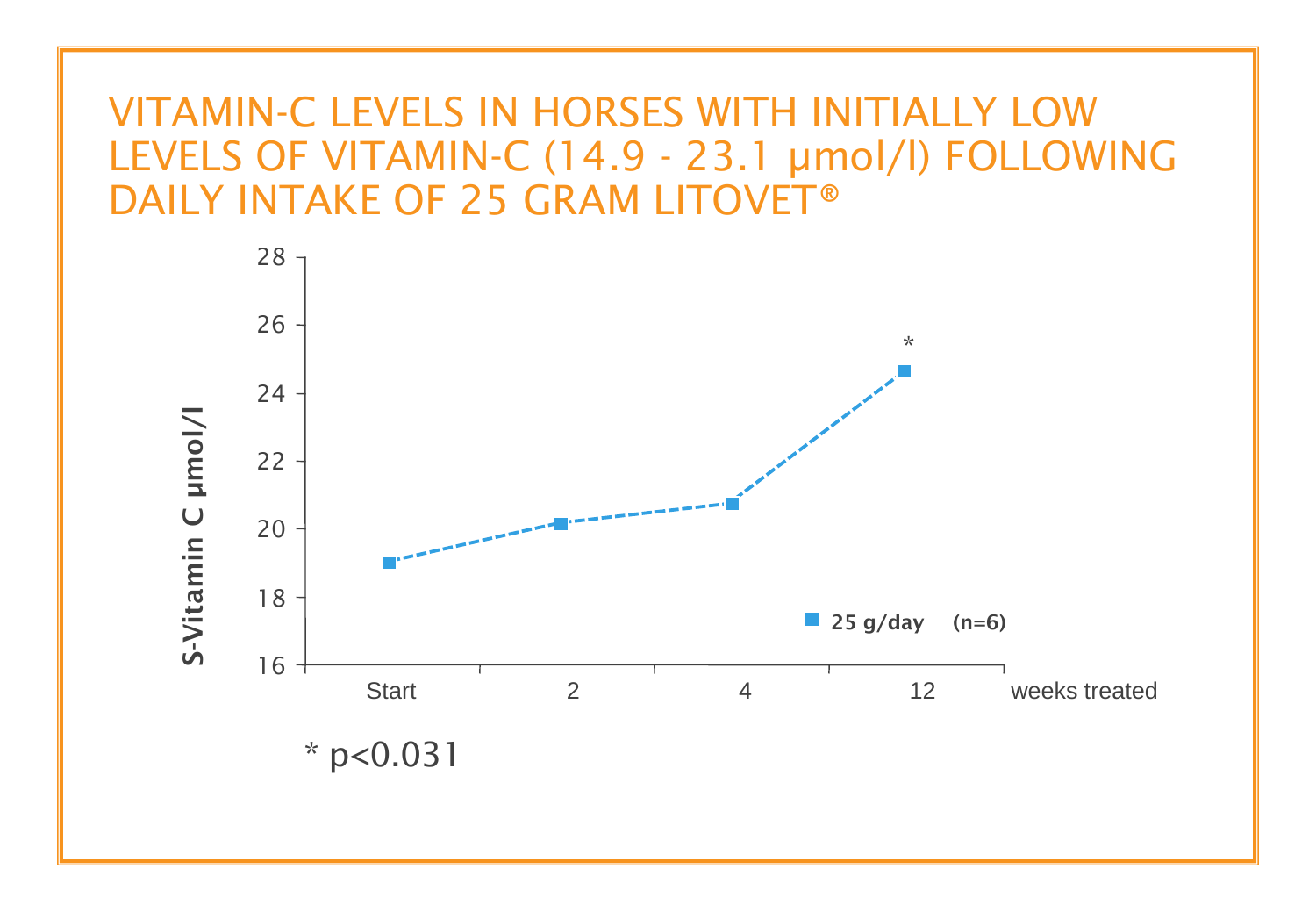# VITAMIN-C LEVELS IN HORSES WITH INITIALLY LOW LEVELS OF VITAMIN-C (14.9 - 23.1 µmol/l) FOLLOWING DAILY INTAKE OF 25 GRAM LITOVET®

S-Vitamin C µmol/l

| weeks treated | Start | 2 | 4 | 12 |
| --- | --- | --- | --- | --- |
| 25 g/day (n=6) | ~19.0 | ~20.2 | ~20.7 | ~24.6* |

\* p<0.031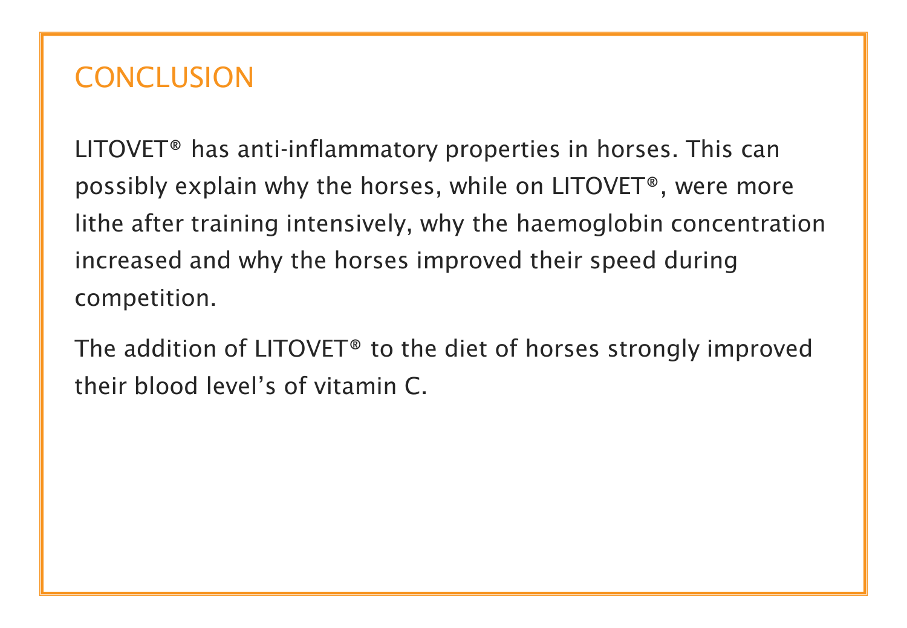## CONCLUSION

LITOVET® has anti-inflammatory properties in horses. This can possibly explain why the horses, while on LITOVET®, were more lithe after training intensively, why the haemoglobin concentration increased and why the horses improved their speed during competition.

The addition of LITOVET® to the diet of horses strongly improved their blood level's of vitamin C.